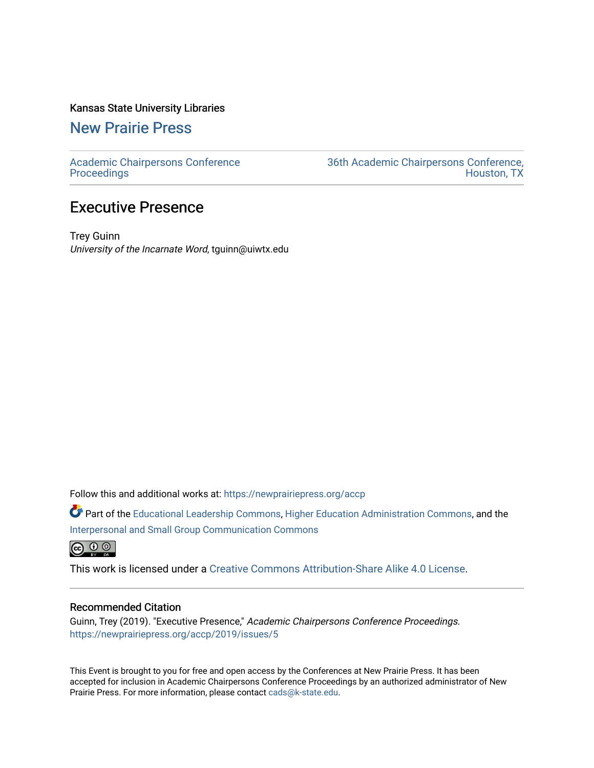Kansas State University Libraries

New Prairie Press

Academic Chairpersons Conference Proceedings

36th Academic Chairpersons Conference, Houston, TX

# Executive Presence

Trey Guinn

*University of the Incarnate Word*, tguinn@uiwtx.edu

Follow this and additional works at: https://newprairiepress.org/accp

Part of the Educational Leadership Commons, Higher Education Administration Commons, and the Interpersonal and Small Group Communication Commons

This work is licensed under a Creative Commons Attribution-Share Alike 4.0 License.

## Recommended Citation

Guinn, Trey (2019). "Executive Presence," *Academic Chairpersons Conference Proceedings*. https://newprairiepress.org/accp/2019/issues/5

This Event is brought to you for free and open access by the Conferences at New Prairie Press. It has been accepted for inclusion in Academic Chairpersons Conference Proceedings by an authorized administrator of New Prairie Press. For more information, please contact cads@k-state.edu.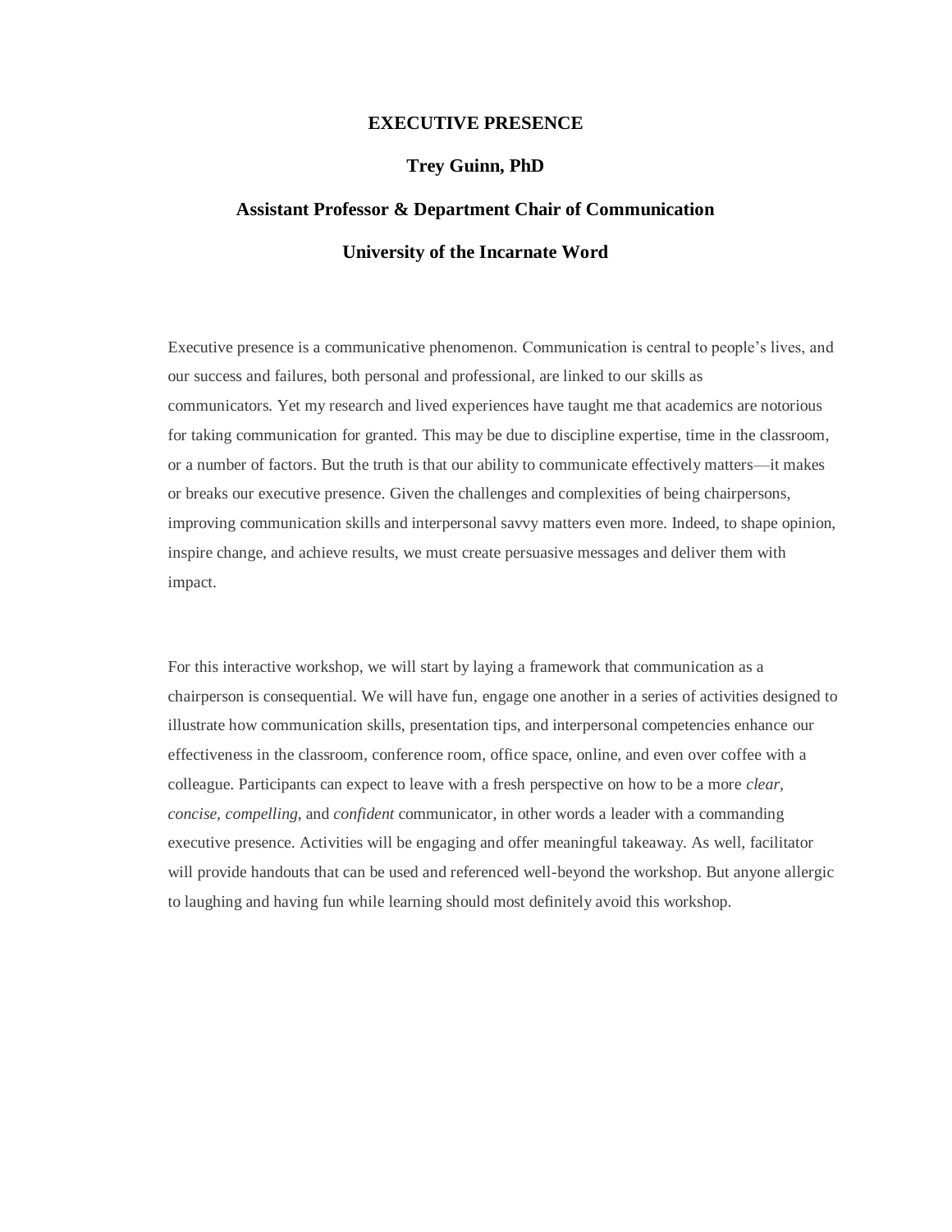# EXECUTIVE PRESENCE

**Trey Guinn, PhD**

**Assistant Professor & Department Chair of Communication**

**University of the Incarnate Word**

Executive presence is a communicative phenomenon. Communication is central to people's lives, and our success and failures, both personal and professional, are linked to our skills as communicators. Yet my research and lived experiences have taught me that academics are notorious for taking communication for granted. This may be due to discipline expertise, time in the classroom, or a number of factors. But the truth is that our ability to communicate effectively matters—it makes or breaks our executive presence. Given the challenges and complexities of being chairpersons, improving communication skills and interpersonal savvy matters even more. Indeed, to shape opinion, inspire change, and achieve results, we must create persuasive messages and deliver them with impact.

For this interactive workshop, we will start by laying a framework that communication as a chairperson is consequential. We will have fun, engage one another in a series of activities designed to illustrate how communication skills, presentation tips, and interpersonal competencies enhance our effectiveness in the classroom, conference room, office space, online, and even over coffee with a colleague. Participants can expect to leave with a fresh perspective on how to be a more *clear*, *concise*, *compelling*, and *confident* communicator, in other words a leader with a commanding executive presence. Activities will be engaging and offer meaningful takeaway. As well, facilitator will provide handouts that can be used and referenced well-beyond the workshop. But anyone allergic to laughing and having fun while learning should most definitely avoid this workshop.